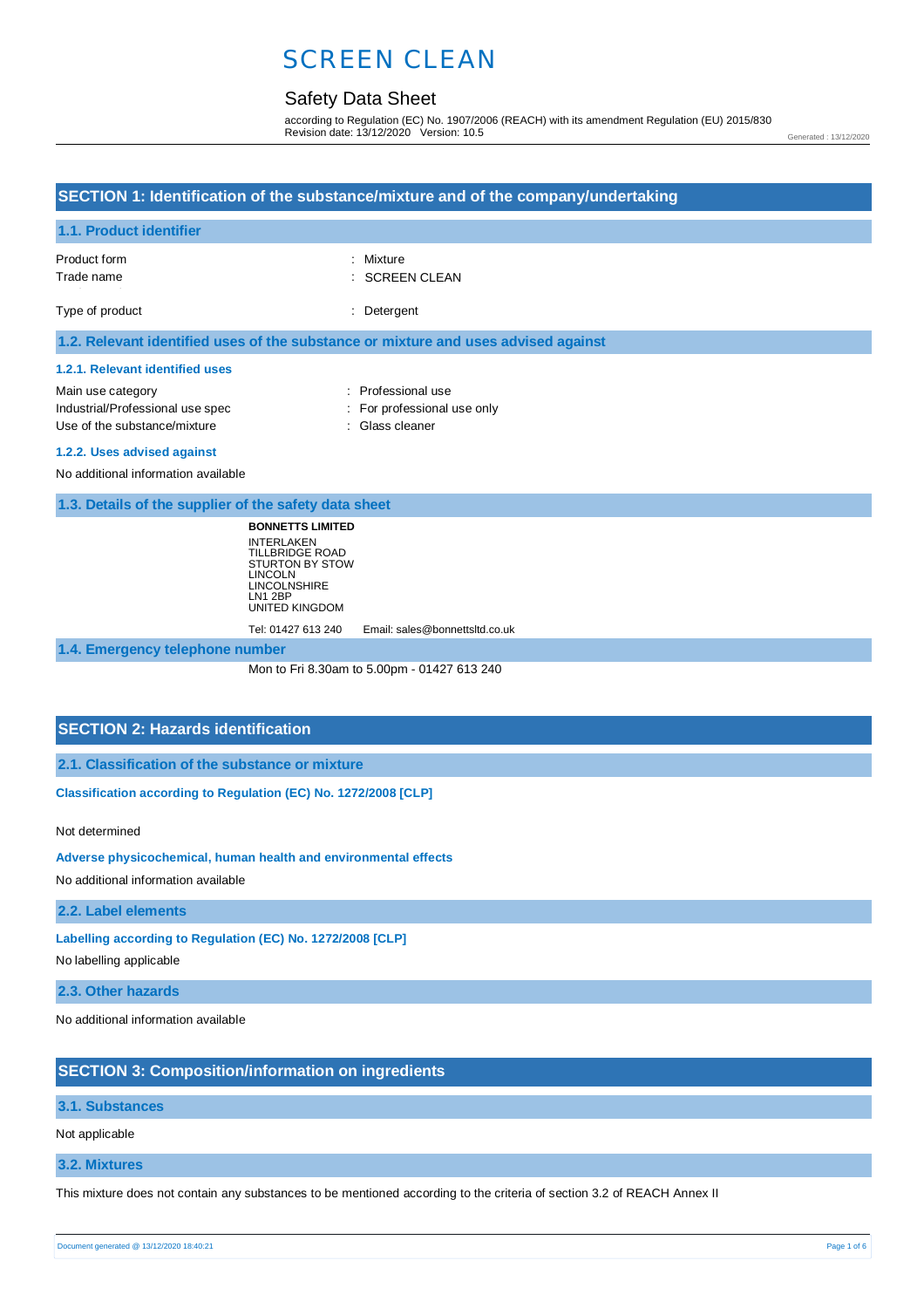# SCREEN CLEAN

## Safety Data Sheet

according to Regulation (EC) No. 1907/2006 (REACH) with its amendment Regulation (EU) 2015/830
Revision date: 13/12/2020 Version: 10.5

Generated : 13/12/2020

## SECTION 1: Identification of the substance/mixture and of the company/undertaking

### 1.1. Product identifier

| | |
|---|---|
| Product form | : Mixture |
| Trade name | : SCREEN CLEAN |
| Type of product | : Detergent |

### 1.2. Relevant identified uses of the substance or mixture and uses advised against

#### 1.2.1. Relevant identified uses

| | |
|---|---|
| Main use category | : Professional use |
| Industrial/Professional use spec | : For professional use only |
| Use of the substance/mixture | : Glass cleaner |

#### 1.2.2. Uses advised against

No additional information available

### 1.3. Details of the supplier of the safety data sheet

**BONNETTS LIMITED**
INTERLAKEN
TILLBRIDGE ROAD
STURTON BY STOW
LINCOLN
LINCOLNSHIRE
LN1 2BP
UNITED KINGDOM

Tel: 01427 613 240 Email: sales@bonnettsltd.co.uk

### 1.4. Emergency telephone number

Mon to Fri 8.30am to 5.00pm - 01427 613 240

## SECTION 2: Hazards identification

### 2.1. Classification of the substance or mixture

**Classification according to Regulation (EC) No. 1272/2008 [CLP]**

Not determined

**Adverse physicochemical, human health and environmental effects**

No additional information available

### 2.2. Label elements

**Labelling according to Regulation (EC) No. 1272/2008 [CLP]**

No labelling applicable

### 2.3. Other hazards

No additional information available

## SECTION 3: Composition/information on ingredients

### 3.1. Substances

Not applicable

### 3.2. Mixtures

This mixture does not contain any substances to be mentioned according to the criteria of section 3.2 of REACH Annex II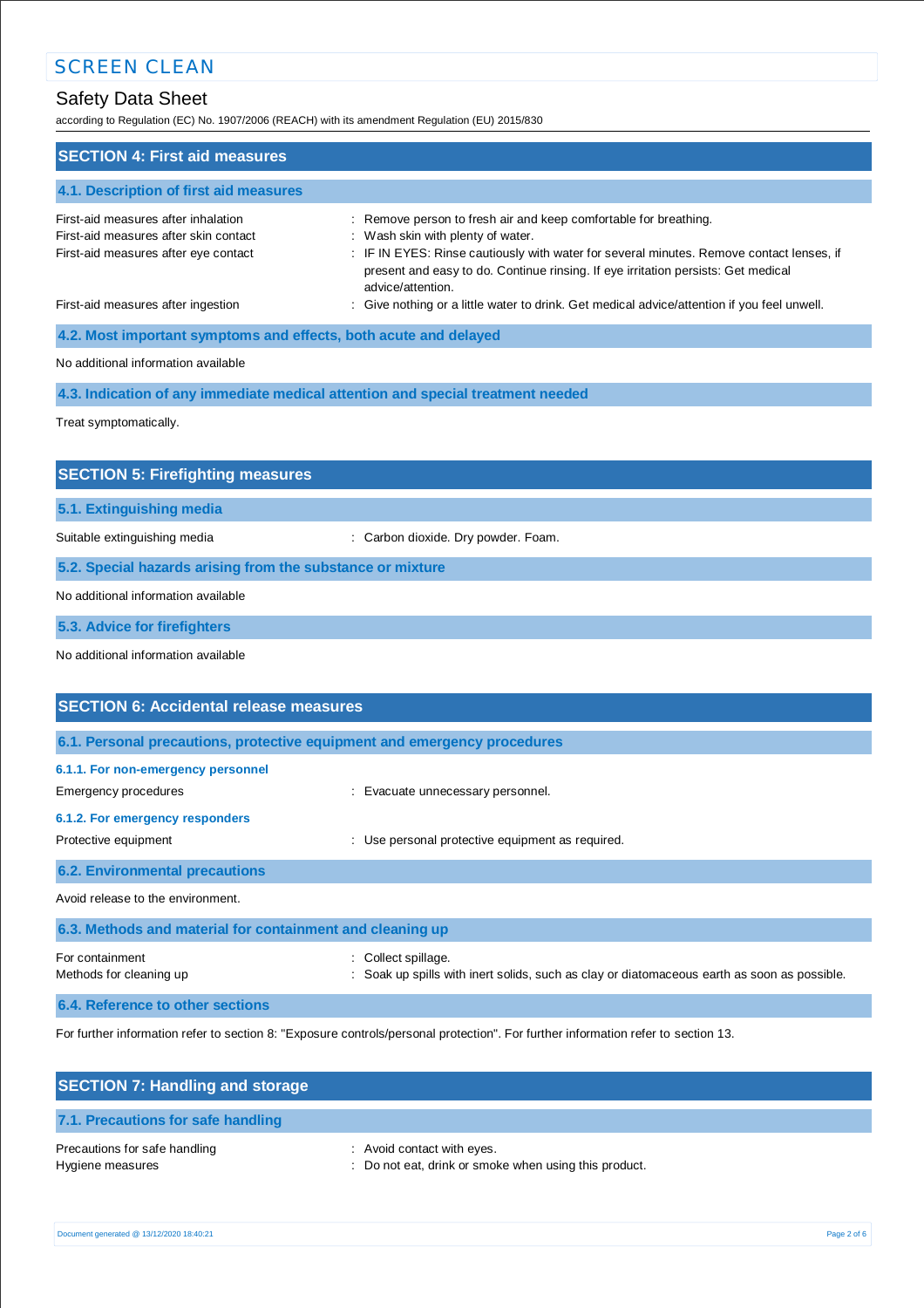## SECTION 4: First aid measures

### 4.1. Description of first aid measures

| | |
|---|---|
| First-aid measures after inhalation | : Remove person to fresh air and keep comfortable for breathing. |
| First-aid measures after skin contact | : Wash skin with plenty of water. |
| First-aid measures after eye contact | : IF IN EYES: Rinse cautiously with water for several minutes. Remove contact lenses, if present and easy to do. Continue rinsing. If eye irritation persists: Get medical advice/attention. |
| First-aid measures after ingestion | : Give nothing or a little water to drink. Get medical advice/attention if you feel unwell. |

### 4.2. Most important symptoms and effects, both acute and delayed

No additional information available

### 4.3. Indication of any immediate medical attention and special treatment needed

Treat symptomatically.

## SECTION 5: Firefighting measures

### 5.1. Extinguishing media

| | |
|---|---|
| Suitable extinguishing media | : Carbon dioxide. Dry powder. Foam. |

### 5.2. Special hazards arising from the substance or mixture

No additional information available

### 5.3. Advice for firefighters

No additional information available

## SECTION 6: Accidental release measures

### 6.1. Personal precautions, protective equipment and emergency procedures

#### 6.1.1. For non-emergency personnel

| | |
|---|---|
| Emergency procedures | : Evacuate unnecessary personnel. |

#### 6.1.2. For emergency responders

| | |
|---|---|
| Protective equipment | : Use personal protective equipment as required. |

### 6.2. Environmental precautions

Avoid release to the environment.

### 6.3. Methods and material for containment and cleaning up

| | |
|---|---|
| For containment | : Collect spillage. |
| Methods for cleaning up | : Soak up spills with inert solids, such as clay or diatomaceous earth as soon as possible. |

### 6.4. Reference to other sections

For further information refer to section 8: "Exposure controls/personal protection". For further information refer to section 13.

## SECTION 7: Handling and storage

### 7.1. Precautions for safe handling

| | |
|---|---|
| Precautions for safe handling | : Avoid contact with eyes. |
| Hygiene measures | : Do not eat, drink or smoke when using this product. |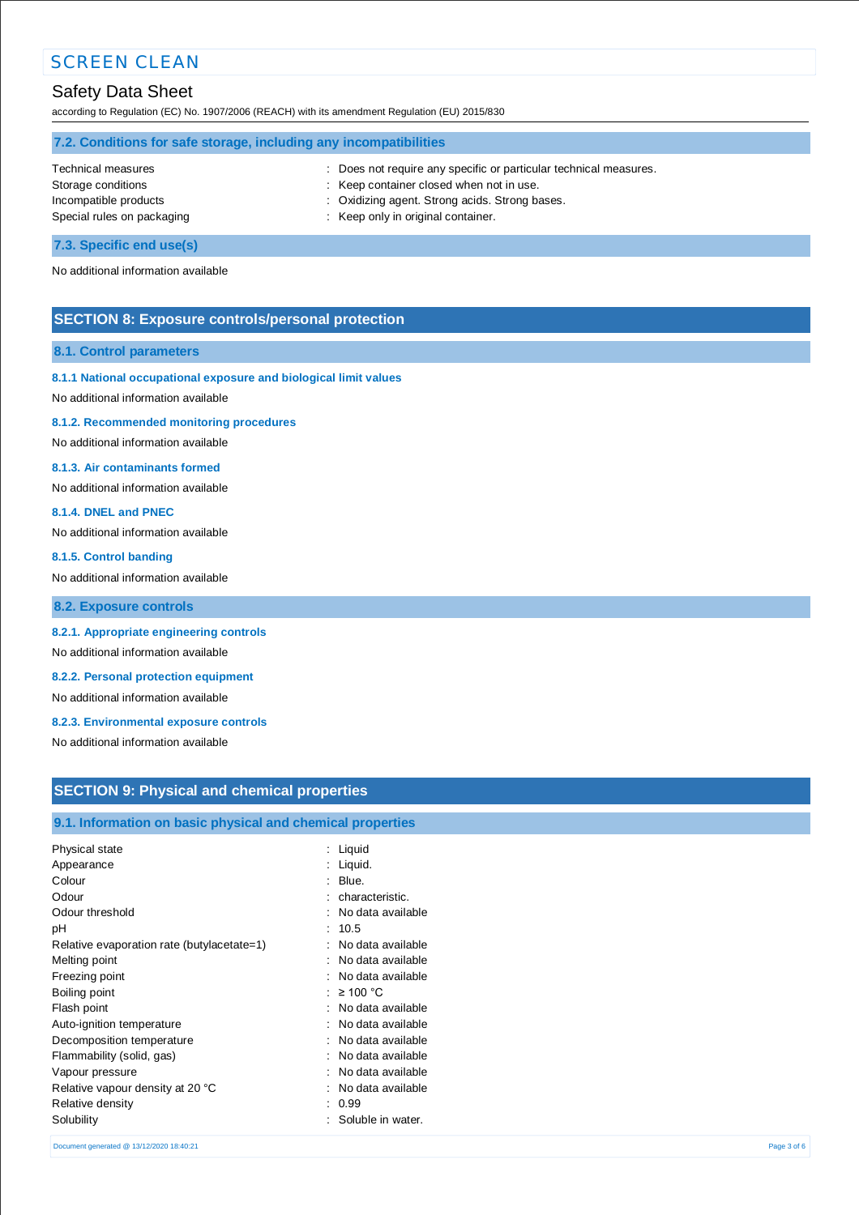### 7.2. Conditions for safe storage, including any incompatibilities

| | |
|---|---|
| Technical measures | : Does not require any specific or particular technical measures. |
| Storage conditions | : Keep container closed when not in use. |
| Incompatible products | : Oxidizing agent. Strong acids. Strong bases. |
| Special rules on packaging | : Keep only in original container. |

### 7.3. Specific end use(s)

No additional information available

## SECTION 8: Exposure controls/personal protection

### 8.1. Control parameters

#### 8.1.1 National occupational exposure and biological limit values

No additional information available

#### 8.1.2. Recommended monitoring procedures

No additional information available

#### 8.1.3. Air contaminants formed

No additional information available

#### 8.1.4. DNEL and PNEC

No additional information available

#### 8.1.5. Control banding

No additional information available

### 8.2. Exposure controls

#### 8.2.1. Appropriate engineering controls

No additional information available

#### 8.2.2. Personal protection equipment

No additional information available

#### 8.2.3. Environmental exposure controls

No additional information available

## SECTION 9: Physical and chemical properties

### 9.1. Information on basic physical and chemical properties

| | |
|---|---|
| Physical state | : Liquid |
| Appearance | : Liquid. |
| Colour | : Blue. |
| Odour | : characteristic. |
| Odour threshold | : No data available |
| pH | : 10.5 |
| Relative evaporation rate (butylacetate=1) | : No data available |
| Melting point | : No data available |
| Freezing point | : No data available |
| Boiling point | : ≥ 100 °C |
| Flash point | : No data available |
| Auto-ignition temperature | : No data available |
| Decomposition temperature | : No data available |
| Flammability (solid, gas) | : No data available |
| Vapour pressure | : No data available |
| Relative vapour density at 20 °C | : No data available |
| Relative density | : 0.99 |
| Solubility | : Soluble in water. |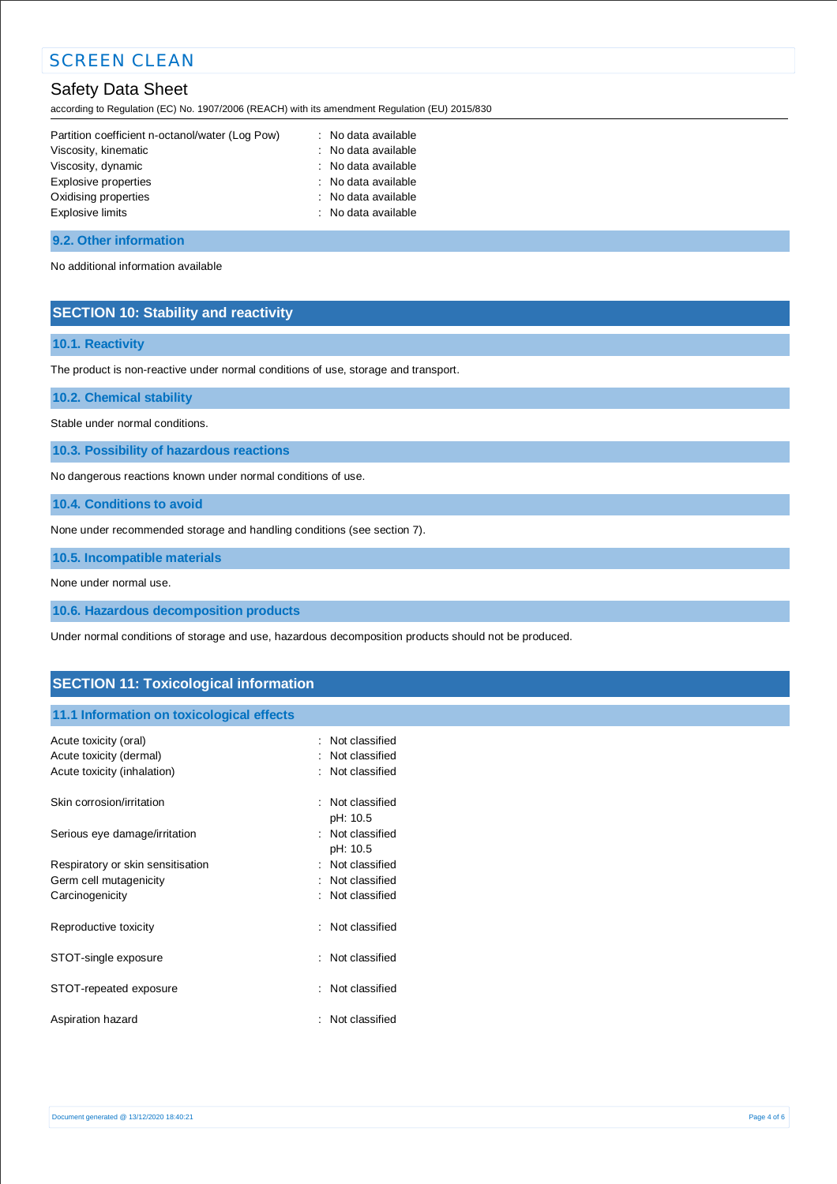| | |
|---|---|
| Partition coefficient n-octanol/water (Log Pow) | : No data available |
| Viscosity, kinematic | : No data available |
| Viscosity, dynamic | : No data available |
| Explosive properties | : No data available |
| Oxidising properties | : No data available |
| Explosive limits | : No data available |

### 9.2. Other information

No additional information available

## SECTION 10: Stability and reactivity

### 10.1. Reactivity

The product is non-reactive under normal conditions of use, storage and transport.

### 10.2. Chemical stability

Stable under normal conditions.

### 10.3. Possibility of hazardous reactions

No dangerous reactions known under normal conditions of use.

### 10.4. Conditions to avoid

None under recommended storage and handling conditions (see section 7).

### 10.5. Incompatible materials

None under normal use.

### 10.6. Hazardous decomposition products

Under normal conditions of storage and use, hazardous decomposition products should not be produced.

## SECTION 11: Toxicological information

### 11.1 Information on toxicological effects

| | |
|---|---|
| Acute toxicity (oral) | : Not classified |
| Acute toxicity (dermal) | : Not classified |
| Acute toxicity (inhalation) | : Not classified |
| Skin corrosion/irritation | : Not classified<br>pH: 10.5 |
| Serious eye damage/irritation | : Not classified<br>pH: 10.5 |
| Respiratory or skin sensitisation | : Not classified |
| Germ cell mutagenicity | : Not classified |
| Carcinogenicity | : Not classified |
| Reproductive toxicity | : Not classified |
| STOT-single exposure | : Not classified |
| STOT-repeated exposure | : Not classified |
| Aspiration hazard | : Not classified |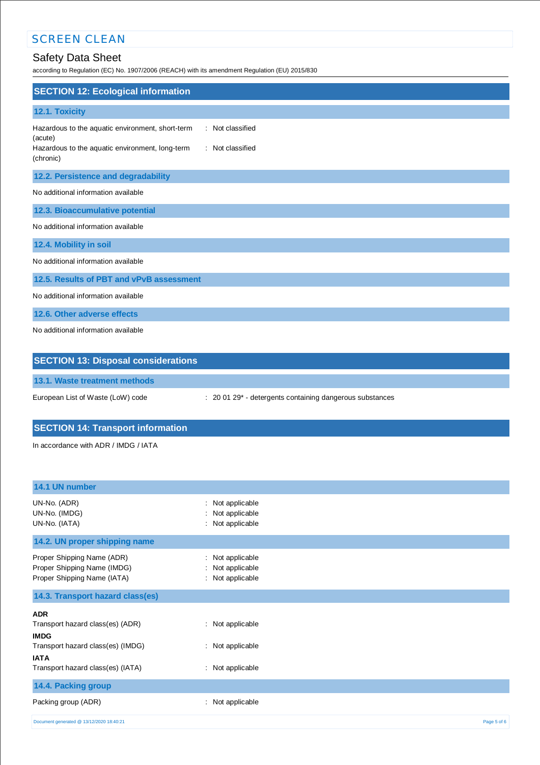## SECTION 12: Ecological information

### 12.1. Toxicity

Hazardous to the aquatic environment, short-term (acute) : Not classified

Hazardous to the aquatic environment, long-term (chronic) : Not classified

### 12.2. Persistence and degradability

No additional information available

### 12.3. Bioaccumulative potential

No additional information available

### 12.4. Mobility in soil

No additional information available

### 12.5. Results of PBT and vPvB assessment

No additional information available

### 12.6. Other adverse effects

No additional information available

## SECTION 13: Disposal considerations

### 13.1. Waste treatment methods

European List of Waste (LoW) code : 20 01 29* - detergents containing dangerous substances

## SECTION 14: Transport information

In accordance with ADR / IMDG / IATA

### 14.1 UN number

UN-No. (ADR) : Not applicable
UN-No. (IMDG) : Not applicable
UN-No. (IATA) : Not applicable

### 14.2. UN proper shipping name

Proper Shipping Name (ADR) : Not applicable
Proper Shipping Name (IMDG) : Not applicable
Proper Shipping Name (IATA) : Not applicable

### 14.3. Transport hazard class(es)

**ADR**
Transport hazard class(es) (ADR) : Not applicable

**IMDG**
Transport hazard class(es) (IMDG) : Not applicable

**IATA**
Transport hazard class(es) (IATA) : Not applicable

### 14.4. Packing group

Packing group (ADR) : Not applicable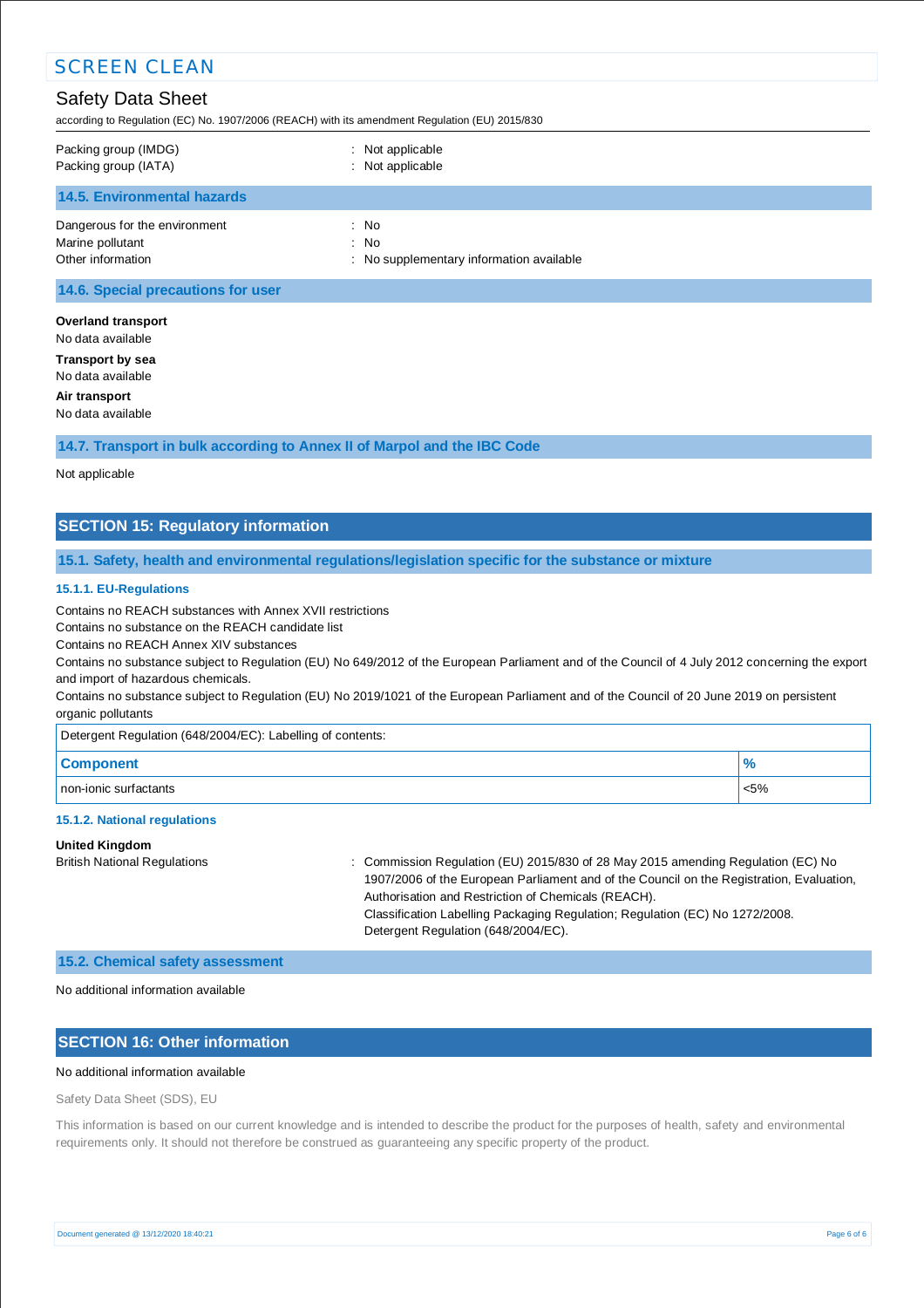| | |
|---|---|
| Packing group (IMDG) | : Not applicable |
| Packing group (IATA) | : Not applicable |

### 14.5. Environmental hazards

| | |
|---|---|
| Dangerous for the environment | : No |
| Marine pollutant | : No |
| Other information | : No supplementary information available |

### 14.6. Special precautions for user

**Overland transport**

No data available

**Transport by sea**

No data available

**Air transport**

No data available

### 14.7. Transport in bulk according to Annex II of Marpol and the IBC Code

Not applicable

## SECTION 15: Regulatory information

### 15.1. Safety, health and environmental regulations/legislation specific for the substance or mixture

#### 15.1.1. EU-Regulations

Contains no REACH substances with Annex XVII restrictions
Contains no substance on the REACH candidate list
Contains no REACH Annex XIV substances
Contains no substance subject to Regulation (EU) No 649/2012 of the European Parliament and of the Council of 4 July 2012 concerning the export and import of hazardous chemicals.
Contains no substance subject to Regulation (EU) No 2019/1021 of the European Parliament and of the Council of 20 June 2019 on persistent organic pollutants

Detergent Regulation (648/2004/EC): Labelling of contents:

| Component | % |
|---|---|
| non-ionic surfactants | <5% |

#### 15.1.2. National regulations

**United Kingdom**

British National Regulations : Commission Regulation (EU) 2015/830 of 28 May 2015 amending Regulation (EC) No 1907/2006 of the European Parliament and of the Council on the Registration, Evaluation, Authorisation and Restriction of Chemicals (REACH).
Classification Labelling Packaging Regulation; Regulation (EC) No 1272/2008.
Detergent Regulation (648/2004/EC).

### 15.2. Chemical safety assessment

No additional information available

## SECTION 16: Other information

No additional information available

Safety Data Sheet (SDS), EU

This information is based on our current knowledge and is intended to describe the product for the purposes of health, safety and environmental requirements only. It should not therefore be construed as guaranteeing any specific property of the product.